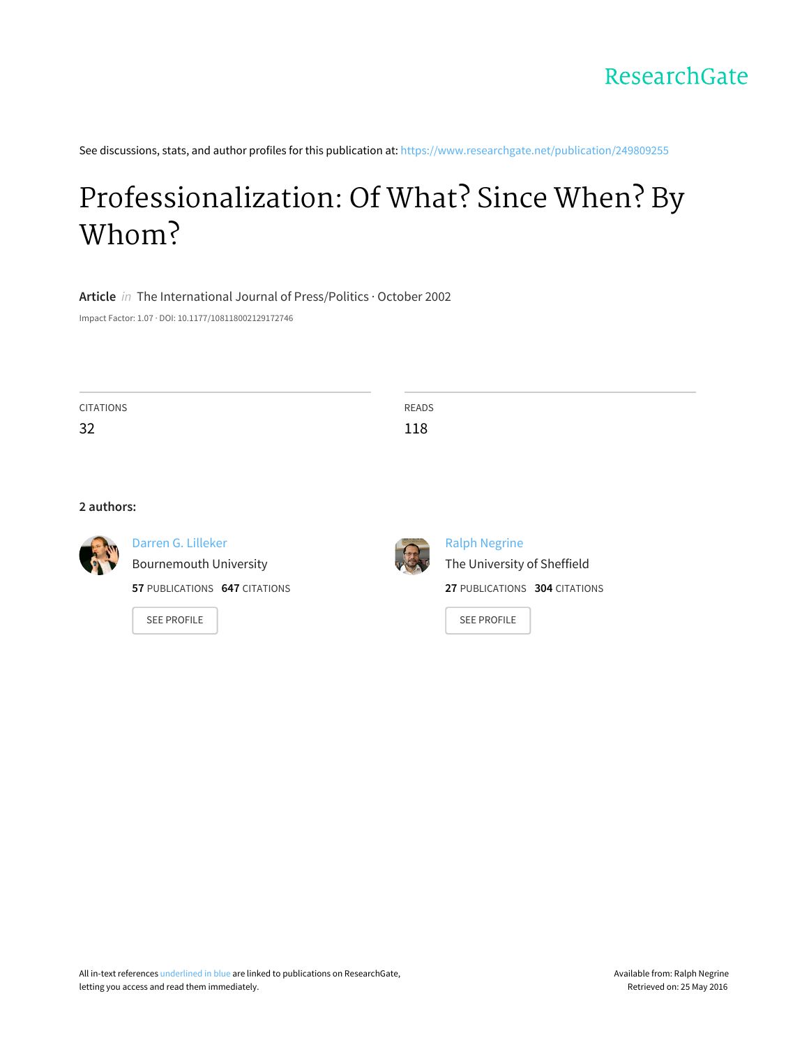ResearchGate

See discussions, stats, and author profiles for this publication at: https://www.researchgate.net/publication/249809255

# Professionalization: Of What? Since When? By Whom?

**Article** *in* The International Journal of Press/Politics · October 2002

Impact Factor: 1.07 · DOI: 10.1177/108118002129172746

CITATIONS
32

READS
118

**2 authors:**

Darren G. Lilleker
Bournemouth University
**57** PUBLICATIONS **647** CITATIONS

SEE PROFILE

Ralph Negrine
The University of Sheffield
**27** PUBLICATIONS **304** CITATIONS

SEE PROFILE

All in-text references underlined in blue are linked to publications on ResearchGate, letting you access and read them immediately.

Available from: Ralph Negrine
Retrieved on: 25 May 2016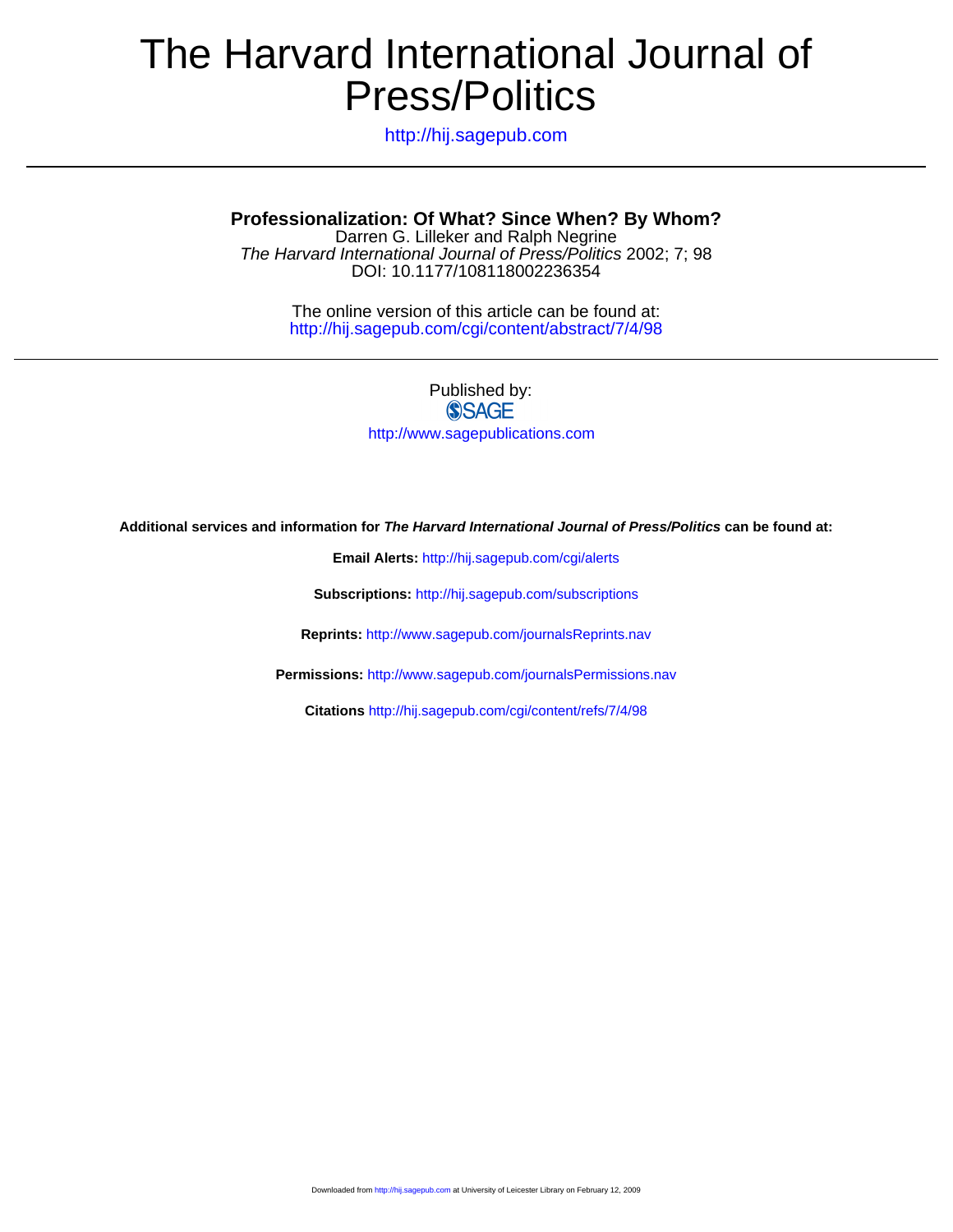# The Harvard International Journal of Press/Politics

http://hij.sagepub.com

**Professionalization: Of What? Since When? By Whom?**

Darren G. Lilleker and Ralph Negrine

*The Harvard International Journal of Press/Politics* 2002; 7; 98

DOI: 10.1177/108118002236354

The online version of this article can be found at:
http://hij.sagepub.com/cgi/content/abstract/7/4/98

Published by:

SAGE

http://www.sagepublications.com

**Additional services and information for *The Harvard International Journal of Press/Politics* can be found at:**

**Email Alerts:** http://hij.sagepub.com/cgi/alerts

**Subscriptions:** http://hij.sagepub.com/subscriptions

**Reprints:** http://www.sagepub.com/journalsReprints.nav

**Permissions:** http://www.sagepub.com/journalsPermissions.nav

**Citations** http://hij.sagepub.com/cgi/content/refs/7/4/98

Downloaded from http://hij.sagepub.com at University of Leicester Library on February 12, 2009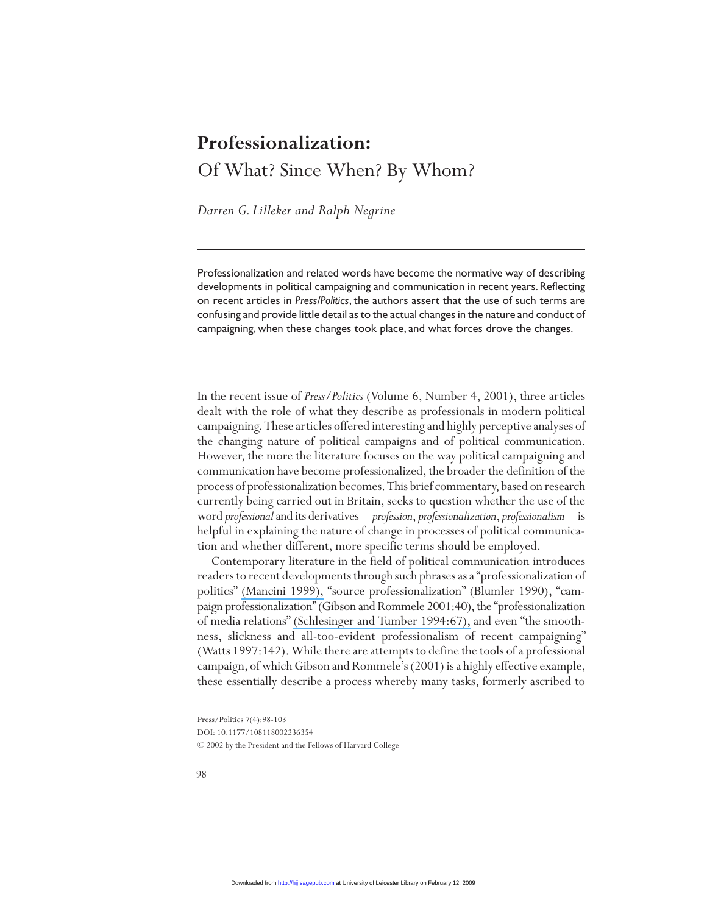# Professionalization:

## Of What? Since When? By Whom?

*Darren G. Lilleker and Ralph Negrine*

Professionalization and related words have become the normative way of describing developments in political campaigning and communication in recent years. Reflecting on recent articles in *Press/Politics*, the authors assert that the use of such terms are confusing and provide little detail as to the actual changes in the nature and conduct of campaigning, when these changes took place, and what forces drove the changes.

In the recent issue of *Press/Politics* (Volume 6, Number 4, 2001), three articles dealt with the role of what they describe as professionals in modern political campaigning. These articles offered interesting and highly perceptive analyses of the changing nature of political campaigns and of political communication. However, the more the literature focuses on the way political campaigning and communication have become professionalized, the broader the definition of the process of professionalization becomes. This brief commentary, based on research currently being carried out in Britain, seeks to question whether the use of the word *professional* and its derivatives—*profession*, *professionalization*, *professionalism*—is helpful in explaining the nature of change in processes of political communication and whether different, more specific terms should be employed.

Contemporary literature in the field of political communication introduces readers to recent developments through such phrases as a "professionalization of politics" (Mancini 1999), "source professionalization" (Blumler 1990), "campaign professionalization" (Gibson and Rommele 2001:40), the "professionalization of media relations" (Schlesinger and Tumber 1994:67), and even "the smoothness, slickness and all-too-evident professionalism of recent campaigning" (Watts 1997:142). While there are attempts to define the tools of a professional campaign, of which Gibson and Rommele's (2001) is a highly effective example, these essentially describe a process whereby many tasks, formerly ascribed to

Press/Politics 7(4):98-103
DOI: 10.1177/108118002236354
© 2002 by the President and the Fellows of Harvard College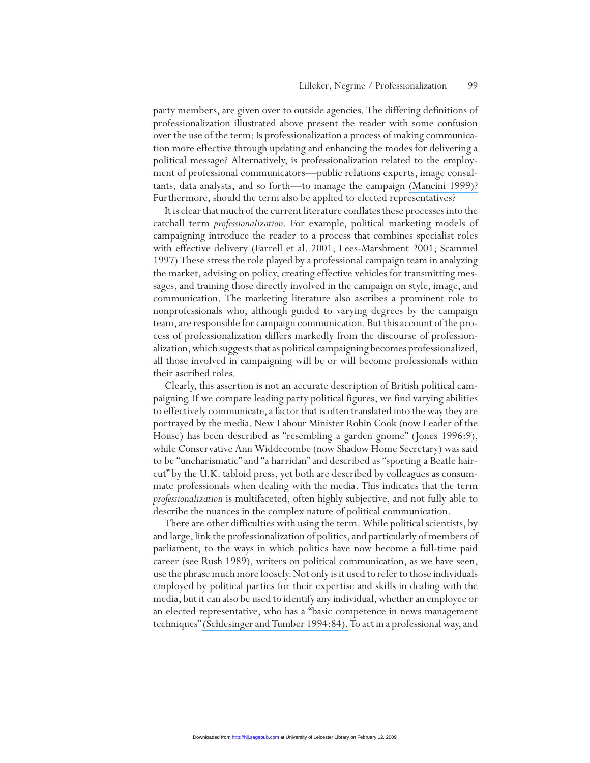party members, are given over to outside agencies. The differing definitions of professionalization illustrated above present the reader with some confusion over the use of the term: Is professionalization a process of making communication more effective through updating and enhancing the modes for delivering a political message? Alternatively, is professionalization related to the employment of professional communicators—public relations experts, image consultants, data analysts, and so forth—to manage the campaign (Mancini 1999)? Furthermore, should the term also be applied to elected representatives?

It is clear that much of the current literature conflates these processes into the catchall term *professionalization*. For example, political marketing models of campaigning introduce the reader to a process that combines specialist roles with effective delivery (Farrell et al. 2001; Lees-Marshment 2001; Scammel 1997) These stress the role played by a professional campaign team in analyzing the market, advising on policy, creating effective vehicles for transmitting messages, and training those directly involved in the campaign on style, image, and communication. The marketing literature also ascribes a prominent role to nonprofessionals who, although guided to varying degrees by the campaign team, are responsible for campaign communication. But this account of the process of professionalization differs markedly from the discourse of professionalization, which suggests that as political campaigning becomes professionalized, all those involved in campaigning will be or will become professionals within their ascribed roles.

Clearly, this assertion is not an accurate description of British political campaigning. If we compare leading party political figures, we find varying abilities to effectively communicate, a factor that is often translated into the way they are portrayed by the media. New Labour Minister Robin Cook (now Leader of the House) has been described as "resembling a garden gnome" (Jones 1996:9), while Conservative Ann Widdecombe (now Shadow Home Secretary) was said to be "uncharismatic" and "a harridan" and described as "sporting a Beatle haircut" by the U.K. tabloid press, yet both are described by colleagues as consummate professionals when dealing with the media. This indicates that the term *professionalization* is multifaceted, often highly subjective, and not fully able to describe the nuances in the complex nature of political communication.

There are other difficulties with using the term. While political scientists, by and large, link the professionalization of politics, and particularly of members of parliament, to the ways in which politics have now become a full-time paid career (see Rush 1989), writers on political communication, as we have seen, use the phrase much more loosely. Not only is it used to refer to those individuals employed by political parties for their expertise and skills in dealing with the media, but it can also be used to identify any individual, whether an employee or an elected representative, who has a "basic competence in news management techniques" (Schlesinger and Tumber 1994:84). To act in a professional way, and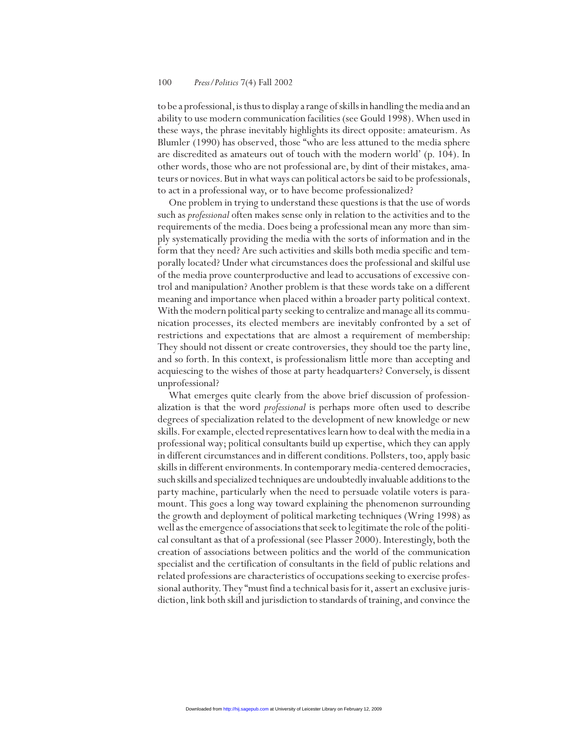to be a professional, is thus to display a range of skills in handling the media and an ability to use modern communication facilities (see Gould 1998). When used in these ways, the phrase inevitably highlights its direct opposite: amateurism. As Blumler (1990) has observed, those "who are less attuned to the media sphere are discredited as amateurs out of touch with the modern world' (p. 104). In other words, those who are not professional are, by dint of their mistakes, amateurs or novices. But in what ways can political actors be said to be professionals, to act in a professional way, or to have become professionalized?

One problem in trying to understand these questions is that the use of words such as *professional* often makes sense only in relation to the activities and to the requirements of the media. Does being a professional mean any more than simply systematically providing the media with the sorts of information and in the form that they need? Are such activities and skills both media specific and temporally located? Under what circumstances does the professional and skilful use of the media prove counterproductive and lead to accusations of excessive control and manipulation? Another problem is that these words take on a different meaning and importance when placed within a broader party political context. With the modern political party seeking to centralize and manage all its communication processes, its elected members are inevitably confronted by a set of restrictions and expectations that are almost a requirement of membership: They should not dissent or create controversies, they should toe the party line, and so forth. In this context, is professionalism little more than accepting and acquiescing to the wishes of those at party headquarters? Conversely, is dissent unprofessional?

What emerges quite clearly from the above brief discussion of professionalization is that the word *professional* is perhaps more often used to describe degrees of specialization related to the development of new knowledge or new skills. For example, elected representatives learn how to deal with the media in a professional way; political consultants build up expertise, which they can apply in different circumstances and in different conditions. Pollsters, too, apply basic skills in different environments. In contemporary media-centered democracies, such skills and specialized techniques are undoubtedly invaluable additions to the party machine, particularly when the need to persuade volatile voters is paramount. This goes a long way toward explaining the phenomenon surrounding the growth and deployment of political marketing techniques (Wring 1998) as well as the emergence of associations that seek to legitimate the role of the political consultant as that of a professional (see Plasser 2000). Interestingly, both the creation of associations between politics and the world of the communication specialist and the certification of consultants in the field of public relations and related professions are characteristics of occupations seeking to exercise professional authority. They "must find a technical basis for it, assert an exclusive jurisdiction, link both skill and jurisdiction to standards of training, and convince the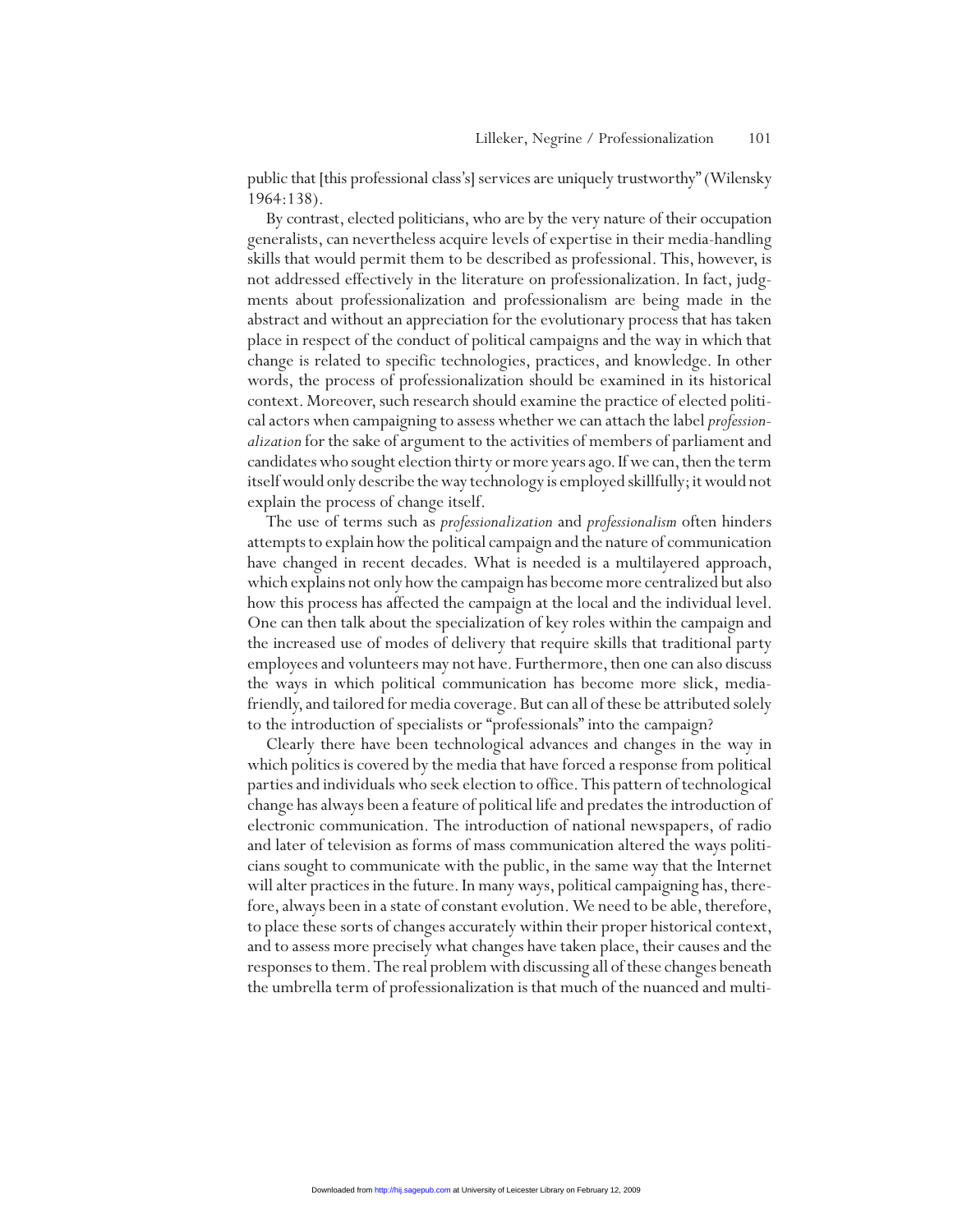public that [this professional class's] services are uniquely trustworthy" (Wilensky 1964:138).

By contrast, elected politicians, who are by the very nature of their occupation generalists, can nevertheless acquire levels of expertise in their media-handling skills that would permit them to be described as professional. This, however, is not addressed effectively in the literature on professionalization. In fact, judgments about professionalization and professionalism are being made in the abstract and without an appreciation for the evolutionary process that has taken place in respect of the conduct of political campaigns and the way in which that change is related to specific technologies, practices, and knowledge. In other words, the process of professionalization should be examined in its historical context. Moreover, such research should examine the practice of elected political actors when campaigning to assess whether we can attach the label *professionalization* for the sake of argument to the activities of members of parliament and candidates who sought election thirty or more years ago. If we can, then the term itself would only describe the way technology is employed skillfully; it would not explain the process of change itself.

The use of terms such as *professionalization* and *professionalism* often hinders attempts to explain how the political campaign and the nature of communication have changed in recent decades. What is needed is a multilayered approach, which explains not only how the campaign has become more centralized but also how this process has affected the campaign at the local and the individual level. One can then talk about the specialization of key roles within the campaign and the increased use of modes of delivery that require skills that traditional party employees and volunteers may not have. Furthermore, then one can also discuss the ways in which political communication has become more slick, media-friendly, and tailored for media coverage. But can all of these be attributed solely to the introduction of specialists or "professionals" into the campaign?

Clearly there have been technological advances and changes in the way in which politics is covered by the media that have forced a response from political parties and individuals who seek election to office. This pattern of technological change has always been a feature of political life and predates the introduction of electronic communication. The introduction of national newspapers, of radio and later of television as forms of mass communication altered the ways politicians sought to communicate with the public, in the same way that the Internet will alter practices in the future. In many ways, political campaigning has, therefore, always been in a state of constant evolution. We need to be able, therefore, to place these sorts of changes accurately within their proper historical context, and to assess more precisely what changes have taken place, their causes and the responses to them. The real problem with discussing all of these changes beneath the umbrella term of professionalization is that much of the nuanced and multi-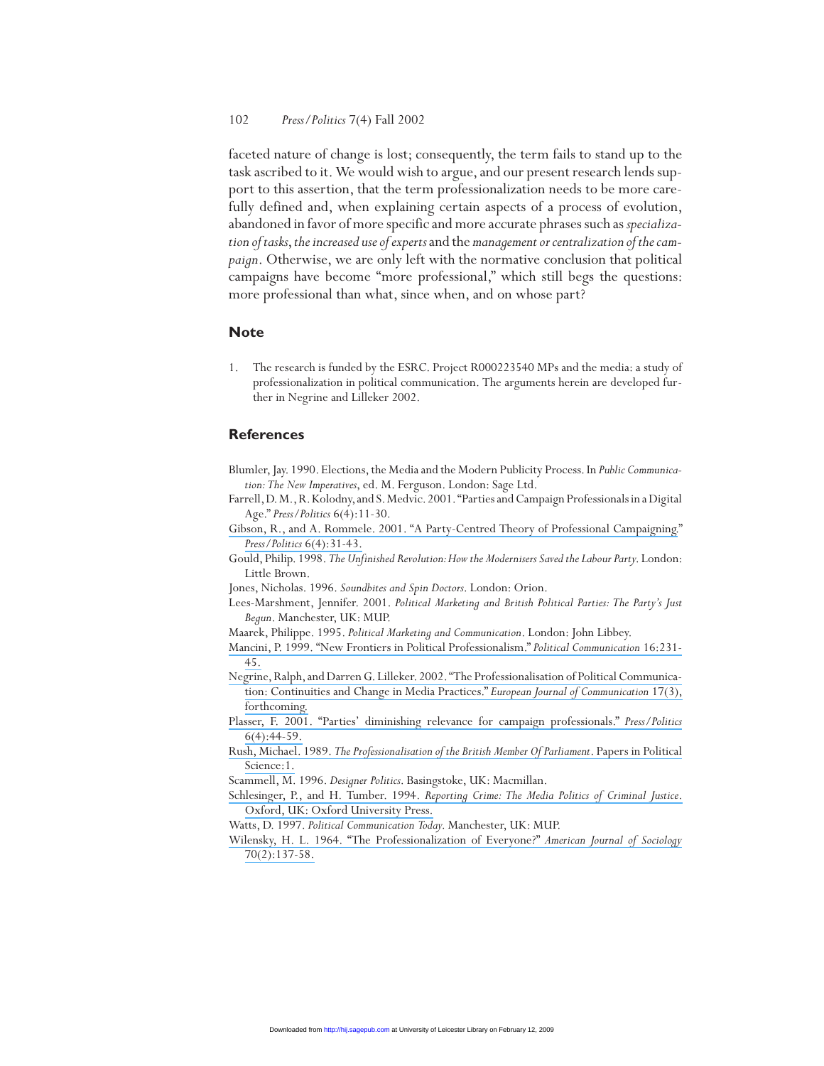faceted nature of change is lost; consequently, the term fails to stand up to the task ascribed to it. We would wish to argue, and our present research lends support to this assertion, that the term professionalization needs to be more carefully defined and, when explaining certain aspects of a process of evolution, abandoned in favor of more specific and more accurate phrases such as *specialization of tasks*, *the increased use of experts* and the *management or centralization of the campaign*. Otherwise, we are only left with the normative conclusion that political campaigns have become "more professional," which still begs the questions: more professional than what, since when, and on whose part?

## Note

1. The research is funded by the ESRC. Project R000223540 MPs and the media: a study of professionalization in political communication. The arguments herein are developed further in Negrine and Lilleker 2002.

## References

Blumler, Jay. 1990. Elections, the Media and the Modern Publicity Process. In *Public Communication: The New Imperatives*, ed. M. Ferguson. London: Sage Ltd.

Farrell, D. M., R. Kolodny, and S. Medvic. 2001. "Parties and Campaign Professionals in a Digital Age." *Press/Politics* 6(4):11-30.

Gibson, R., and A. Rommele. 2001. "A Party-Centred Theory of Professional Campaigning." *Press/Politics* 6(4):31-43.

Gould, Philip. 1998. *The Unfinished Revolution: How the Modernisers Saved the Labour Party*. London: Little Brown.

Jones, Nicholas. 1996. *Soundbites and Spin Doctors*. London: Orion.

Lees-Marshment, Jennifer. 2001. *Political Marketing and British Political Parties: The Party's Just Begun*. Manchester, UK: MUP.

Maarek, Philippe. 1995. *Political Marketing and Communication*. London: John Libbey.

Mancini, P. 1999. "New Frontiers in Political Professionalism." *Political Communication* 16:231-45.

Negrine, Ralph, and Darren G. Lilleker. 2002. "The Professionalisation of Political Communication: Continuities and Change in Media Practices." *European Journal of Communication* 17(3), forthcoming.

Plasser, F. 2001. "Parties' diminishing relevance for campaign professionals." *Press/Politics* 6(4):44-59.

Rush, Michael. 1989. *The Professionalisation of the British Member Of Parliament*. Papers in Political Science:1.

Scammell, M. 1996. *Designer Politics*. Basingstoke, UK: Macmillan.

Schlesinger, P., and H. Tumber. 1994. *Reporting Crime: The Media Politics of Criminal Justice*. Oxford, UK: Oxford University Press.

Watts, D. 1997. *Political Communication Today*. Manchester, UK: MUP.

Wilensky, H. L. 1964. "The Professionalization of Everyone?" *American Journal of Sociology* 70(2):137-58.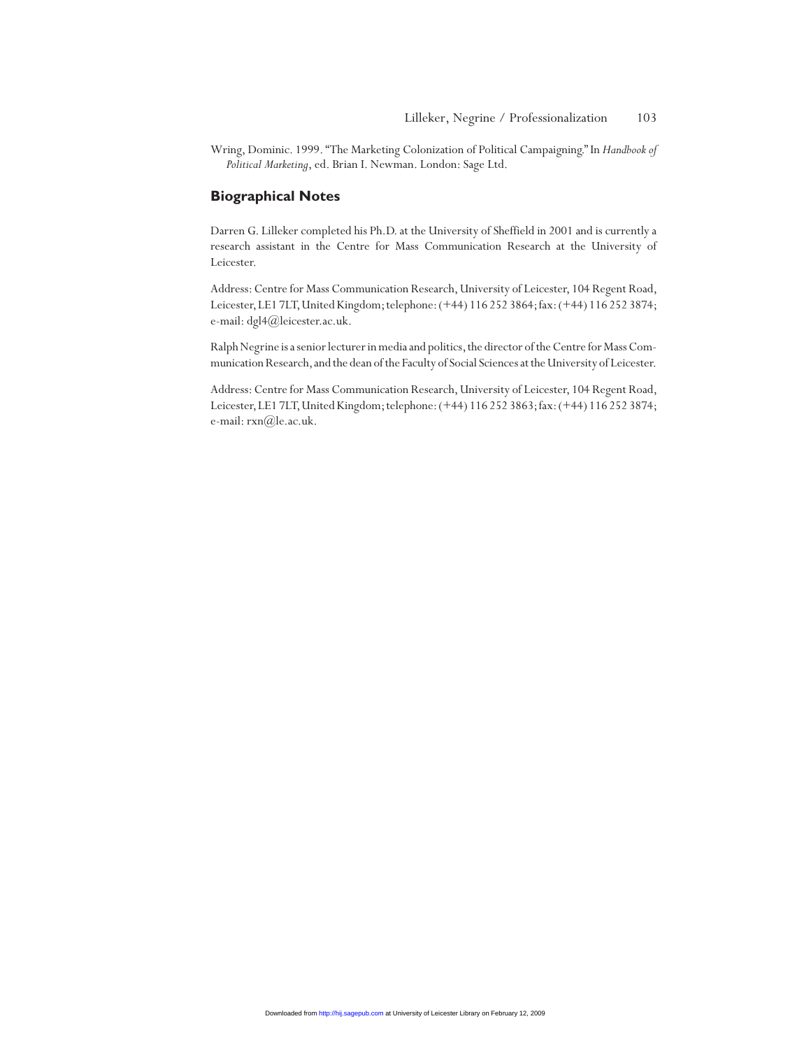Wring, Dominic. 1999. "The Marketing Colonization of Political Campaigning." In *Handbook of Political Marketing*, ed. Brian I. Newman. London: Sage Ltd.

## Biographical Notes

Darren G. Lilleker completed his Ph.D. at the University of Sheffield in 2001 and is currently a research assistant in the Centre for Mass Communication Research at the University of Leicester.

Address: Centre for Mass Communication Research, University of Leicester, 104 Regent Road, Leicester, LE1 7LT, United Kingdom; telephone: (+44) 116 252 3864; fax: (+44) 116 252 3874; e-mail: dgl4@leicester.ac.uk.

Ralph Negrine is a senior lecturer in media and politics, the director of the Centre for Mass Communication Research, and the dean of the Faculty of Social Sciences at the University of Leicester.

Address: Centre for Mass Communication Research, University of Leicester, 104 Regent Road, Leicester, LE1 7LT, United Kingdom; telephone: (+44) 116 252 3863; fax: (+44) 116 252 3874; e-mail: rxn@le.ac.uk.